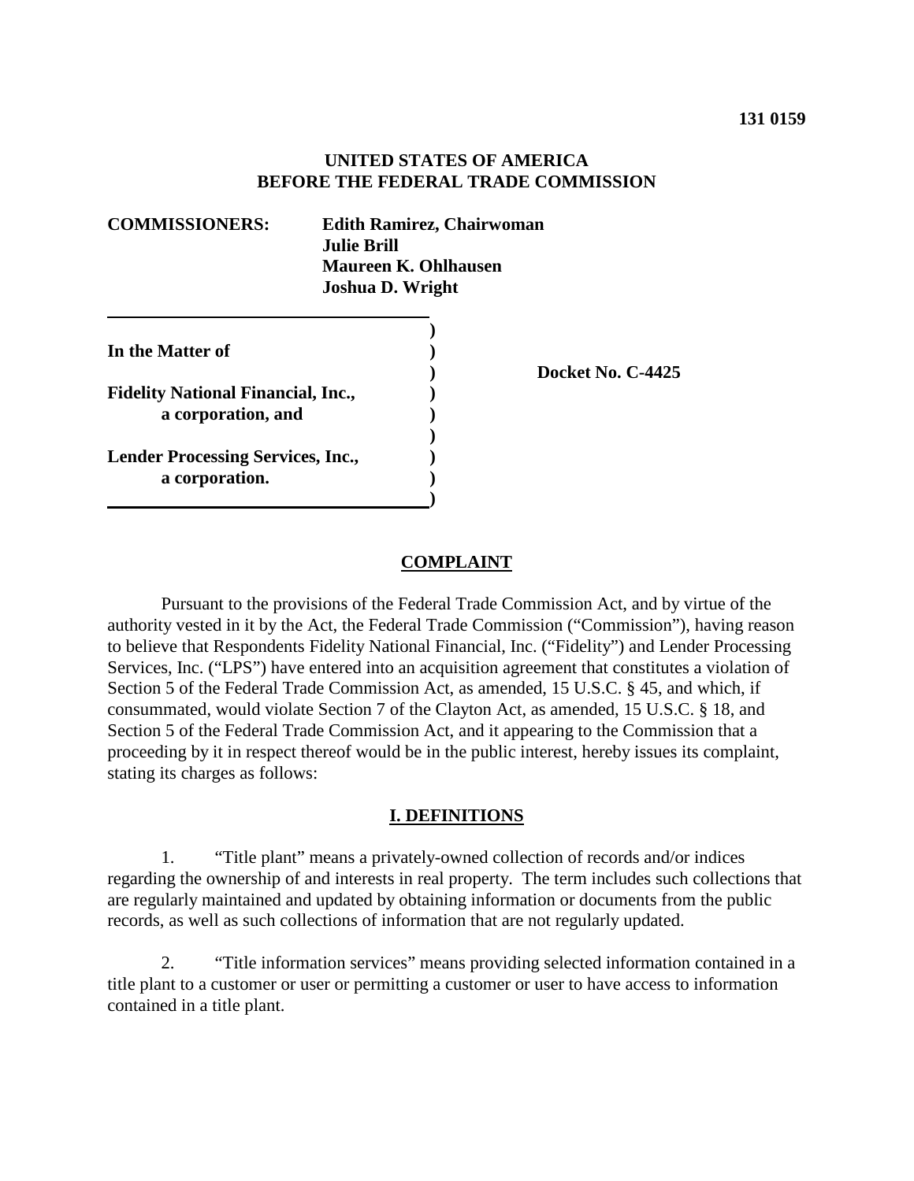**131 0159**

**UNITED STATES OF AMERICA**
**BEFORE THE FEDERAL TRADE COMMISSION**

**COMMISSIONERS:** **Edith Ramirez, Chairwoman**
**Julie Brill**
**Maureen K. Ohlhausen**
**Joshua D. Wright**

| | |
|---|---|
| **In the Matter of** | |
| | **Docket No. C-4425** |
| **Fidelity National Financial, Inc., a corporation, and** | |
| **Lender Processing Services, Inc., a corporation.** | |

## COMPLAINT

Pursuant to the provisions of the Federal Trade Commission Act, and by virtue of the authority vested in it by the Act, the Federal Trade Commission ("Commission"), having reason to believe that Respondents Fidelity National Financial, Inc. ("Fidelity") and Lender Processing Services, Inc. ("LPS") have entered into an acquisition agreement that constitutes a violation of Section 5 of the Federal Trade Commission Act, as amended, 15 U.S.C. § 45, and which, if consummated, would violate Section 7 of the Clayton Act, as amended, 15 U.S.C. § 18, and Section 5 of the Federal Trade Commission Act, and it appearing to the Commission that a proceeding by it in respect thereof would be in the public interest, hereby issues its complaint, stating its charges as follows:

## I. DEFINITIONS

1. "Title plant" means a privately-owned collection of records and/or indices regarding the ownership of and interests in real property. The term includes such collections that are regularly maintained and updated by obtaining information or documents from the public records, as well as such collections of information that are not regularly updated.

2. "Title information services" means providing selected information contained in a title plant to a customer or user or permitting a customer or user to have access to information contained in a title plant.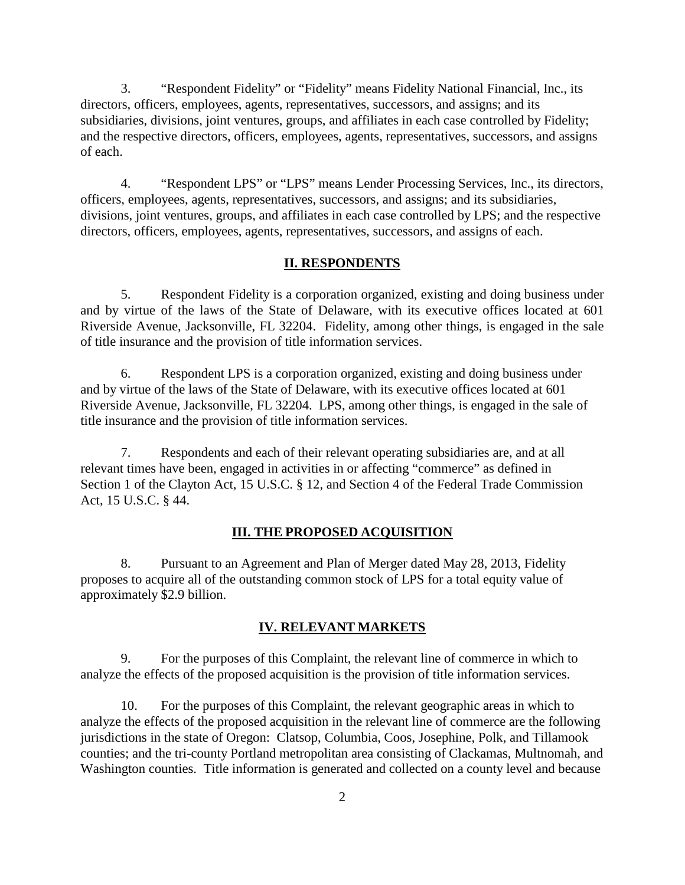3. "Respondent Fidelity" or "Fidelity" means Fidelity National Financial, Inc., its directors, officers, employees, agents, representatives, successors, and assigns; and its subsidiaries, divisions, joint ventures, groups, and affiliates in each case controlled by Fidelity; and the respective directors, officers, employees, agents, representatives, successors, and assigns of each.

4. "Respondent LPS" or "LPS" means Lender Processing Services, Inc., its directors, officers, employees, agents, representatives, successors, and assigns; and its subsidiaries, divisions, joint ventures, groups, and affiliates in each case controlled by LPS; and the respective directors, officers, employees, agents, representatives, successors, and assigns of each.

## II. RESPONDENTS

5. Respondent Fidelity is a corporation organized, existing and doing business under and by virtue of the laws of the State of Delaware, with its executive offices located at 601 Riverside Avenue, Jacksonville, FL 32204. Fidelity, among other things, is engaged in the sale of title insurance and the provision of title information services.

6. Respondent LPS is a corporation organized, existing and doing business under and by virtue of the laws of the State of Delaware, with its executive offices located at 601 Riverside Avenue, Jacksonville, FL 32204. LPS, among other things, is engaged in the sale of title insurance and the provision of title information services.

7. Respondents and each of their relevant operating subsidiaries are, and at all relevant times have been, engaged in activities in or affecting "commerce" as defined in Section 1 of the Clayton Act, 15 U.S.C. § 12, and Section 4 of the Federal Trade Commission Act, 15 U.S.C. § 44.

## III. THE PROPOSED ACQUISITION

8. Pursuant to an Agreement and Plan of Merger dated May 28, 2013, Fidelity proposes to acquire all of the outstanding common stock of LPS for a total equity value of approximately $2.9 billion.

## IV. RELEVANT MARKETS

9. For the purposes of this Complaint, the relevant line of commerce in which to analyze the effects of the proposed acquisition is the provision of title information services.

10. For the purposes of this Complaint, the relevant geographic areas in which to analyze the effects of the proposed acquisition in the relevant line of commerce are the following jurisdictions in the state of Oregon: Clatsop, Columbia, Coos, Josephine, Polk, and Tillamook counties; and the tri-county Portland metropolitan area consisting of Clackamas, Multnomah, and Washington counties. Title information is generated and collected on a county level and because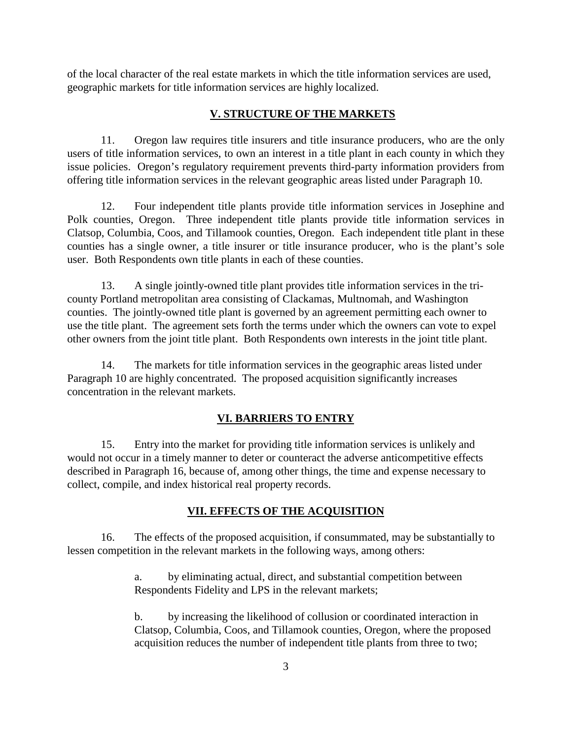of the local character of the real estate markets in which the title information services are used, geographic markets for title information services are highly localized.

## V. STRUCTURE OF THE MARKETS

11. Oregon law requires title insurers and title insurance producers, who are the only users of title information services, to own an interest in a title plant in each county in which they issue policies. Oregon's regulatory requirement prevents third-party information providers from offering title information services in the relevant geographic areas listed under Paragraph 10.

12. Four independent title plants provide title information services in Josephine and Polk counties, Oregon. Three independent title plants provide title information services in Clatsop, Columbia, Coos, and Tillamook counties, Oregon. Each independent title plant in these counties has a single owner, a title insurer or title insurance producer, who is the plant's sole user. Both Respondents own title plants in each of these counties.

13. A single jointly-owned title plant provides title information services in the tri-county Portland metropolitan area consisting of Clackamas, Multnomah, and Washington counties. The jointly-owned title plant is governed by an agreement permitting each owner to use the title plant. The agreement sets forth the terms under which the owners can vote to expel other owners from the joint title plant. Both Respondents own interests in the joint title plant.

14. The markets for title information services in the geographic areas listed under Paragraph 10 are highly concentrated. The proposed acquisition significantly increases concentration in the relevant markets.

## VI. BARRIERS TO ENTRY

15. Entry into the market for providing title information services is unlikely and would not occur in a timely manner to deter or counteract the adverse anticompetitive effects described in Paragraph 16, because of, among other things, the time and expense necessary to collect, compile, and index historical real property records.

## VII. EFFECTS OF THE ACQUISITION

16. The effects of the proposed acquisition, if consummated, may be substantially to lessen competition in the relevant markets in the following ways, among others:

> a. by eliminating actual, direct, and substantial competition between Respondents Fidelity and LPS in the relevant markets;
>
> b. by increasing the likelihood of collusion or coordinated interaction in Clatsop, Columbia, Coos, and Tillamook counties, Oregon, where the proposed acquisition reduces the number of independent title plants from three to two;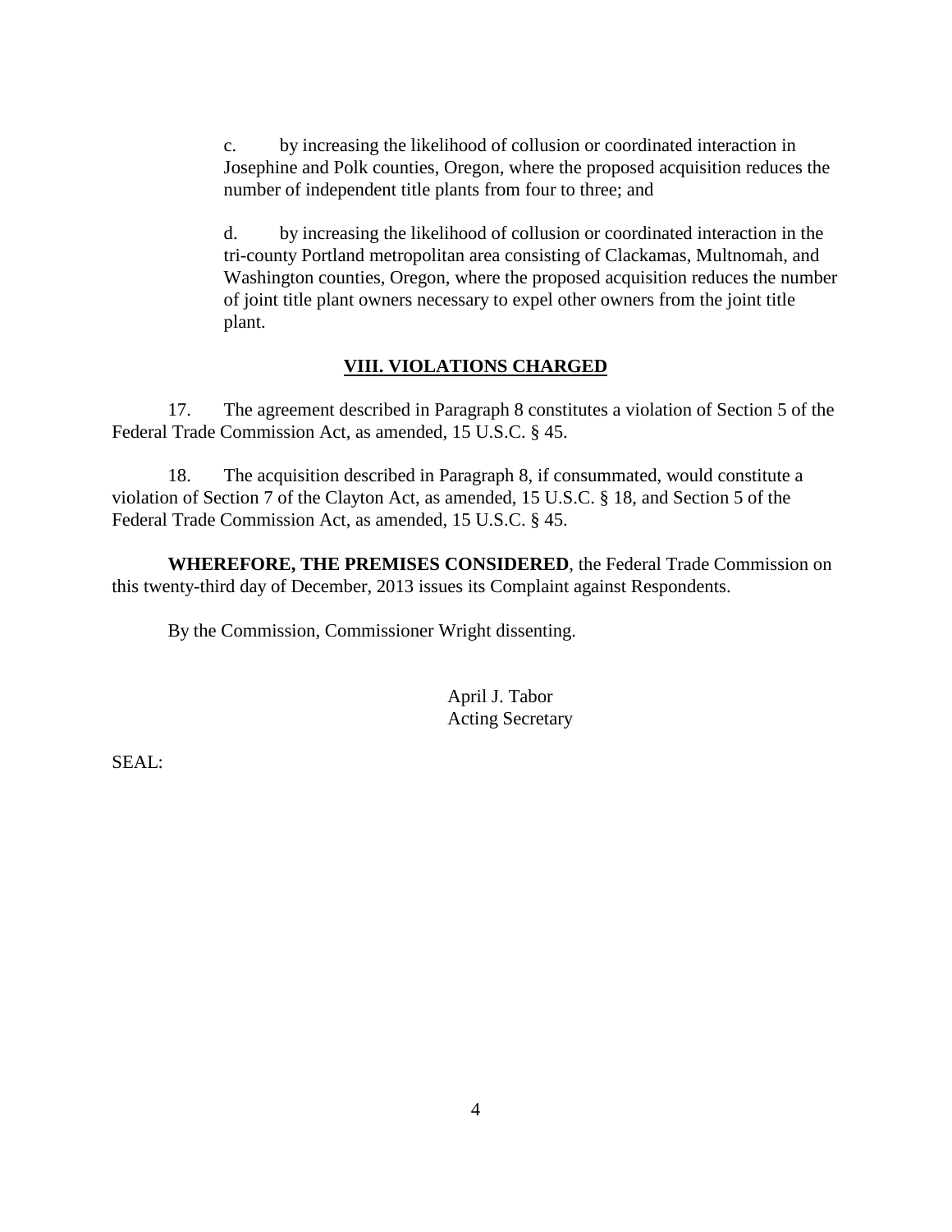c. by increasing the likelihood of collusion or coordinated interaction in Josephine and Polk counties, Oregon, where the proposed acquisition reduces the number of independent title plants from four to three; and

d. by increasing the likelihood of collusion or coordinated interaction in the tri-county Portland metropolitan area consisting of Clackamas, Multnomah, and Washington counties, Oregon, where the proposed acquisition reduces the number of joint title plant owners necessary to expel other owners from the joint title plant.

## VIII. VIOLATIONS CHARGED

17. The agreement described in Paragraph 8 constitutes a violation of Section 5 of the Federal Trade Commission Act, as amended, 15 U.S.C. § 45.

18. The acquisition described in Paragraph 8, if consummated, would constitute a violation of Section 7 of the Clayton Act, as amended, 15 U.S.C. § 18, and Section 5 of the Federal Trade Commission Act, as amended, 15 U.S.C. § 45.

**WHEREFORE, THE PREMISES CONSIDERED**, the Federal Trade Commission on this twenty-third day of December, 2013 issues its Complaint against Respondents.

By the Commission, Commissioner Wright dissenting.

April J. Tabor
Acting Secretary

SEAL: